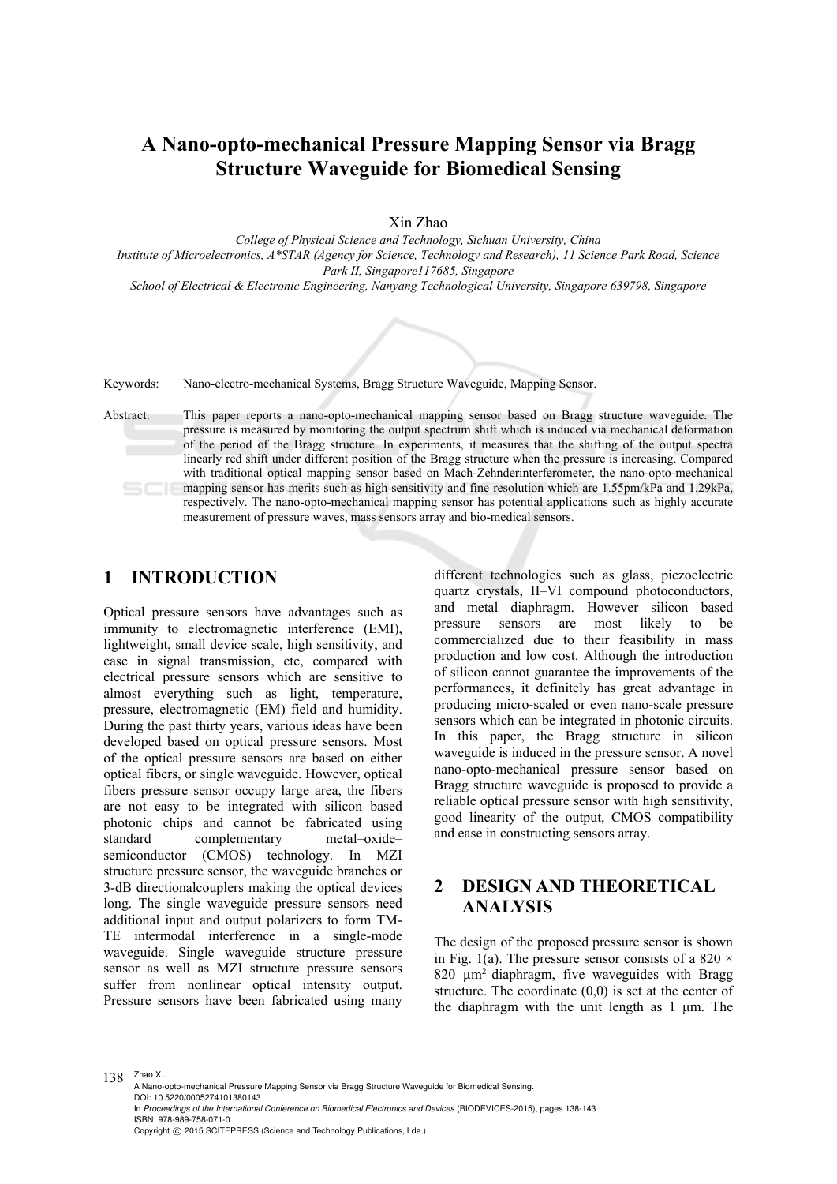# A Nano-opto-mechanical Pressure Mapping Sensor via Bragg Structure Waveguide for Biomedical Sensing

Xin Zhao

*College of Physical Science and Technology, Sichuan University, China*
*Institute of Microelectronics, A\*STAR (Agency for Science, Technology and Research), 11 Science Park Road, Science Park II, Singapore117685, Singapore*
*School of Electrical & Electronic Engineering, Nanyang Technological University, Singapore 639798, Singapore*

Keywords: Nano-electro-mechanical Systems, Bragg Structure Waveguide, Mapping Sensor.

Abstract: This paper reports a nano-opto-mechanical mapping sensor based on Bragg structure waveguide. The pressure is measured by monitoring the output spectrum shift which is induced via mechanical deformation of the period of the Bragg structure. In experiments, it measures that the shifting of the output spectra linearly red shift under different position of the Bragg structure when the pressure is increasing. Compared with traditional optical mapping sensor based on Mach-Zehnderinterferometer, the nano-opto-mechanical mapping sensor has merits such as high sensitivity and fine resolution which are 1.55pm/kPa and 1.29kPa, respectively. The nano-opto-mechanical mapping sensor has potential applications such as highly accurate measurement of pressure waves, mass sensors array and bio-medical sensors.

## 1 INTRODUCTION

Optical pressure sensors have advantages such as immunity to electromagnetic interference (EMI), lightweight, small device scale, high sensitivity, and ease in signal transmission, etc, compared with electrical pressure sensors which are sensitive to almost everything such as light, temperature, pressure, electromagnetic (EM) field and humidity. During the past thirty years, various ideas have been developed based on optical pressure sensors. Most of the optical pressure sensors are based on either optical fibers, or single waveguide. However, optical fibers pressure sensor occupy large area, the fibers are not easy to be integrated with silicon based photonic chips and cannot be fabricated using standard complementary metal–oxide–semiconductor (CMOS) technology. In MZI structure pressure sensor, the waveguide branches or 3-dB directionalcouplers making the optical devices long. The single waveguide pressure sensors need additional input and output polarizers to form TM-TE intermodal interference in a single-mode waveguide. Single waveguide structure pressure sensor as well as MZI structure pressure sensors suffer from nonlinear optical intensity output. Pressure sensors have been fabricated using many different technologies such as glass, piezoelectric quartz crystals, II–VI compound photoconductors, and metal diaphragm. However silicon based pressure sensors are most likely to be commercialized due to their feasibility in mass production and low cost. Although the introduction of silicon cannot guarantee the improvements of the performances, it definitely has great advantage in producing micro-scaled or even nano-scale pressure sensors which can be integrated in photonic circuits. In this paper, the Bragg structure in silicon waveguide is induced in the pressure sensor. A novel nano-opto-mechanical pressure sensor based on Bragg structure waveguide is proposed to provide a reliable optical pressure sensor with high sensitivity, good linearity of the output, CMOS compatibility and ease in constructing sensors array.

## 2 DESIGN AND THEORETICAL ANALYSIS

The design of the proposed pressure sensor is shown in Fig. 1(a). The pressure sensor consists of a 820 × 820 μm$^2$ diaphragm, five waveguides with Bragg structure. The coordinate (0,0) is set at the center of the diaphragm with the unit length as 1 μm. The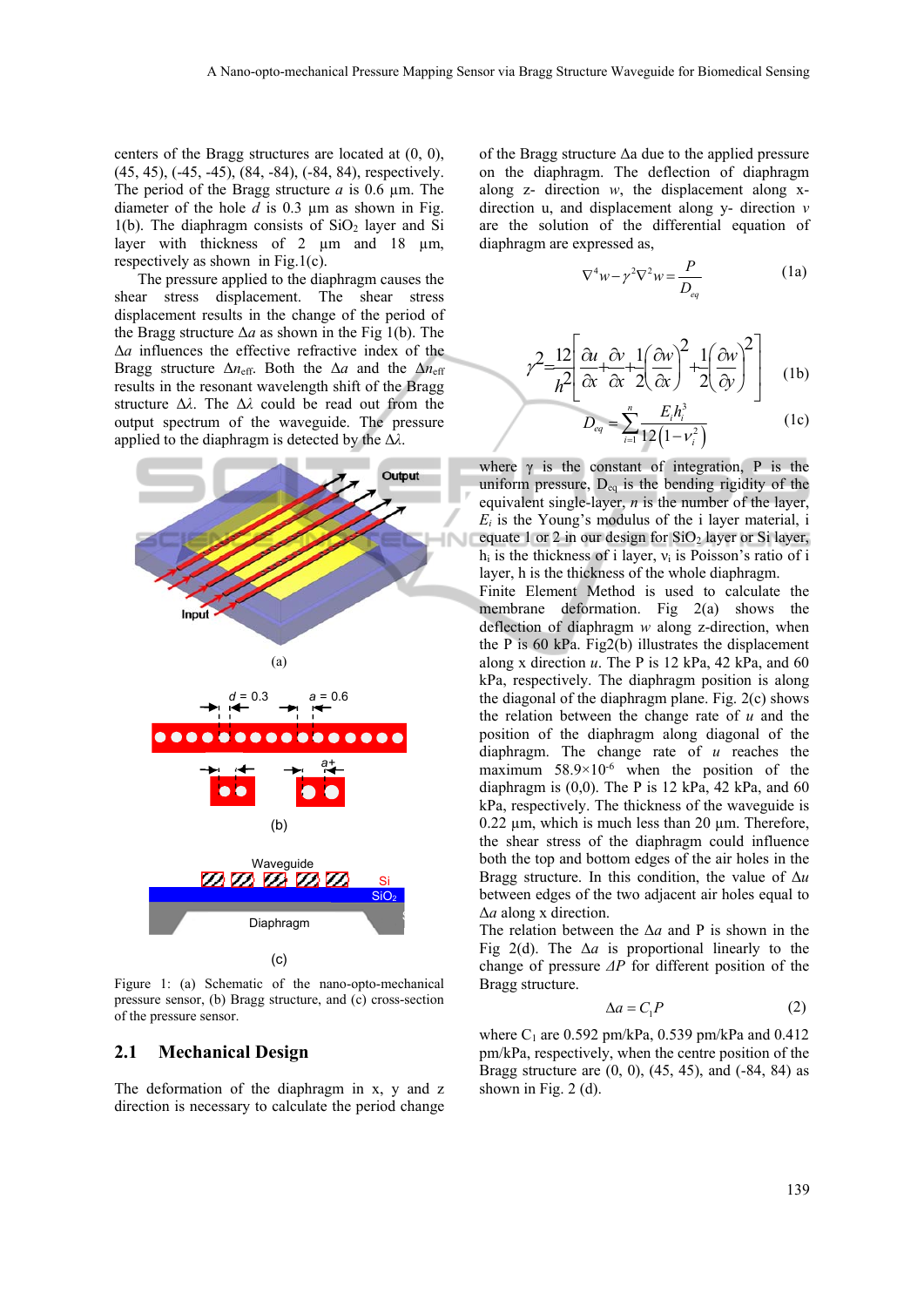centers of the Bragg structures are located at (0, 0), (45, 45), (-45, -45), (84, -84), (-84, 84), respectively. The period of the Bragg structure $a$ is 0.6 µm. The diameter of the hole $d$ is 0.3 µm as shown in Fig. 1(b). The diaphragm consists of $SiO_2$ layer and Si layer with thickness of 2 µm and 18 µm, respectively as shown in Fig.1(c).

The pressure applied to the diaphragm causes the shear stress displacement. The shear stress displacement results in the change of the period of the Bragg structure $\Delta a$ as shown in the Fig 1(b). The $\Delta a$ influences the effective refractive index of the Bragg structure $\Delta n_{eff}$. Both the $\Delta a$ and the $\Delta n_{eff}$ results in the resonant wavelength shift of the Bragg structure $\Delta\lambda$. The $\Delta\lambda$ could be read out from the output spectrum of the waveguide. The pressure applied to the diaphragm is detected by the $\Delta\lambda$.

(a)

(b)

(c)

Figure 1: (a) Schematic of the nano-opto-mechanical pressure sensor, (b) Bragg structure, and (c) cross-section of the pressure sensor.

## 2.1 Mechanical Design

The deformation of the diaphragm in x, y and z direction is necessary to calculate the period change of the Bragg structure $\Delta a$ due to the applied pressure on the diaphragm. The deflection of diaphragm along z- direction $w$, the displacement along x- direction u, and displacement along y- direction $v$ are the solution of the differential equation of diaphragm are expressed as,

$$\nabla^4 w - \gamma^2 \nabla^2 w = \frac{P}{D_{eq}} \tag{1a}$$

$$\gamma^2 = \frac{12}{h^2}\left[\frac{\partial u}{\partial x} + \frac{\partial v}{\partial x} + \frac{1}{2}\left(\frac{\partial w}{\partial x}\right)^2 + \frac{1}{2}\left(\frac{\partial w}{\partial y}\right)^2\right] \tag{1b}$$

$$D_{eq} = \sum_{i=1}^{n} \frac{E_i h_i^3}{12\left(1-v_i^2\right)} \tag{1c}$$

where $\gamma$ is the constant of integration, P is the uniform pressure, $D_{eq}$ is the bending rigidity of the equivalent single-layer, $n$ is the number of the layer, $E_i$ is the Young's modulus of the i layer material, i equate 1 or 2 in our design for $SiO_2$ layer or Si layer, $h_i$ is the thickness of i layer, $v_i$ is Poisson's ratio of i layer, h is the thickness of the whole diaphragm.

Finite Element Method is used to calculate the membrane deformation. Fig 2(a) shows the deflection of diaphragm $w$ along z-direction, when the P is 60 kPa. Fig2(b) illustrates the displacement along x direction $u$. The P is 12 kPa, 42 kPa, and 60 kPa, respectively. The diaphragm position is along the diagonal of the diaphragm plane. Fig. 2(c) shows the relation between the change rate of $u$ and the position of the diaphragm along diagonal of the diaphragm. The change rate of $u$ reaches the maximum $58.9\times10^{-6}$ when the position of the diaphragm is (0,0). The P is 12 kPa, 42 kPa, and 60 kPa, respectively. The thickness of the waveguide is 0.22 µm, which is much less than 20 µm. Therefore, the shear stress of the diaphragm could influence both the top and bottom edges of the air holes in the Bragg structure. In this condition, the value of $\Delta u$ between edges of the two adjacent air holes equal to $\Delta a$ along x direction.

The relation between the $\Delta a$ and P is shown in the Fig 2(d). The $\Delta a$ is proportional linearly to the change of pressure $\Delta P$ for different position of the Bragg structure.

$$\Delta a = C_1 P \tag{2}$$

where $C_1$ are 0.592 pm/kPa, 0.539 pm/kPa and 0.412 pm/kPa, respectively, when the centre position of the Bragg structure are (0, 0), (45, 45), and (-84, 84) as shown in Fig. 2 (d).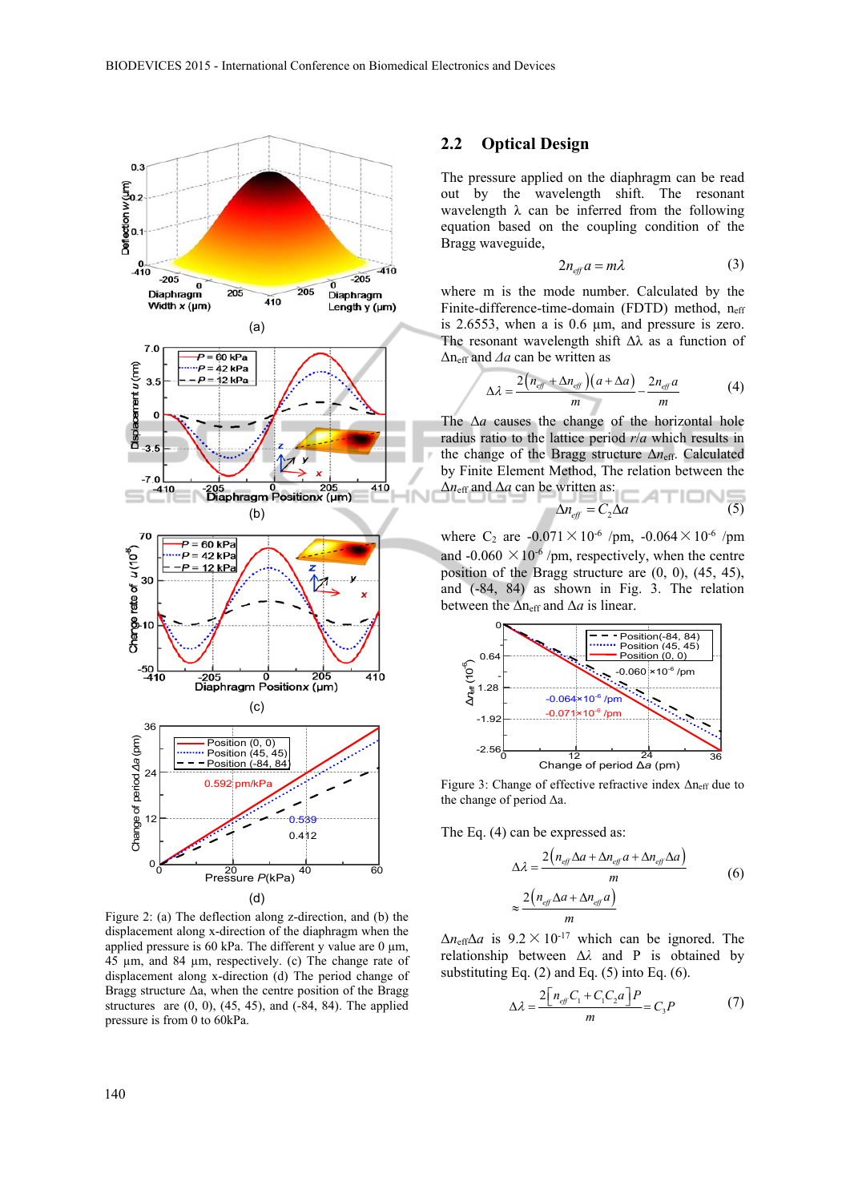Figure 2: (a) The deflection along z-direction, and (b) the displacement along x-direction of the diaphragm when the applied pressure is 60 kPa. The different y value are 0 μm, 45 μm, and 84 μm, respectively. (c) The change rate of displacement along x-direction (d) The period change of Bragg structure Δa, when the centre position of the Bragg structures are (0, 0), (45, 45), and (-84, 84). The applied pressure is from 0 to 60kPa.

## 2.2 Optical Design

The pressure applied on the diaphragm can be read out by the wavelength shift. The resonant wavelength λ can be inferred from the following equation based on the coupling condition of the Bragg waveguide,

$$2n_{eff}a = m\lambda \tag{3}$$

where m is the mode number. Calculated by the Finite-difference-time-domain (FDTD) method, $n_{eff}$ is 2.6553, when a is 0.6 μm, and pressure is zero. The resonant wavelength shift Δλ as a function of $\Delta n_{eff}$ and $\Delta a$ can be written as

$$\Delta\lambda = \frac{2\left(n_{eff} + \Delta n_{eff}\right)\left(a + \Delta a\right)}{m} - \frac{2n_{eff}a}{m} \tag{4}$$

The $\Delta a$ causes the change of the horizontal hole radius ratio to the lattice period $r/a$ which results in the change of the Bragg structure $\Delta n_{eff}$. Calculated by Finite Element Method, The relation between the $\Delta n_{eff}$ and $\Delta a$ can be written as:

$$\Delta n_{eff} = C_2 \Delta a \tag{5}$$

where $C_2$ are $-0.071\times10^{-6}$ /pm, $-0.064\times10^{-6}$ /pm and $-0.060\times10^{-6}$ /pm, respectively, when the centre position of the Bragg structure are (0, 0), (45, 45), and (-84, 84) as shown in Fig. 3. The relation between the $\Delta n_{eff}$ and $\Delta a$ is linear.

Figure 3: Change of effective refractive index $\Delta n_{eff}$ due to the change of period Δa.

The Eq. (4) can be expressed as:

$$\Delta\lambda = \frac{2\left(n_{eff}\Delta a + \Delta n_{eff}a + \Delta n_{eff}\Delta a\right)}{m} \approx \frac{2\left(n_{eff}\Delta a + \Delta n_{eff}a\right)}{m} \tag{6}$$

$\Delta n_{eff}\Delta a$ is $9.2\times10^{-17}$ which can be ignored. The relationship between Δλ and P is obtained by substituting Eq. (2) and Eq. (5) into Eq. (6).

$$\Delta\lambda = \frac{2\left[n_{eff}C_1 + C_1C_2a\right]P}{m} = C_3P \tag{7}$$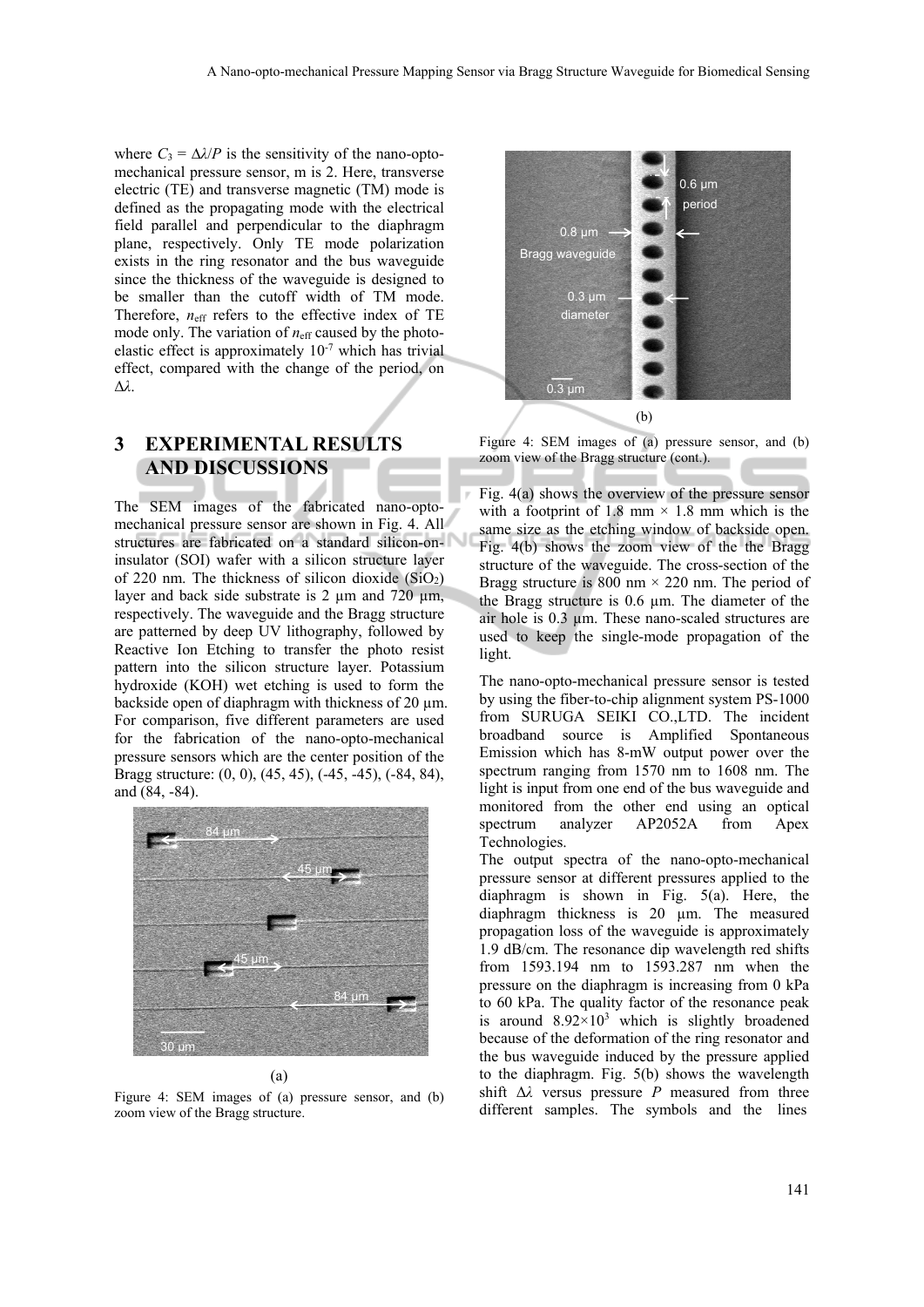where $C_3 = \Delta\lambda/P$ is the sensitivity of the nano-opto-mechanical pressure sensor, m is 2. Here, transverse electric (TE) and transverse magnetic (TM) mode is defined as the propagating mode with the electrical field parallel and perpendicular to the diaphragm plane, respectively. Only TE mode polarization exists in the ring resonator and the bus waveguide since the thickness of the waveguide is designed to be smaller than the cutoff width of TM mode. Therefore, $n_{\mathrm{eff}}$ refers to the effective index of TE mode only. The variation of $n_{\mathrm{eff}}$ caused by the photo-elastic effect is approximately $10^{-7}$ which has trivial effect, compared with the change of the period, on $\Delta\lambda$.

## 3 EXPERIMENTAL RESULTS AND DISCUSSIONS

The SEM images of the fabricated nano-opto-mechanical pressure sensor are shown in Fig. 4. All structures are fabricated on a standard silicon-on-insulator (SOI) wafer with a silicon structure layer of 220 nm. The thickness of silicon dioxide ($SiO_2$) layer and back side substrate is 2 µm and 720 µm, respectively. The waveguide and the Bragg structure are patterned by deep UV lithography, followed by Reactive Ion Etching to transfer the photo resist pattern into the silicon structure layer. Potassium hydroxide (KOH) wet etching is used to form the backside open of diaphragm with thickness of 20 µm. For comparison, five different parameters are used for the fabrication of the nano-opto-mechanical pressure sensors which are the center position of the Bragg structure: (0, 0), (45, 45), (-45, -45), (-84, 84), and (84, -84).

(a)

Figure 4: SEM images of (a) pressure sensor, and (b) zoom view of the Bragg structure.

(b)

Figure 4: SEM images of (a) pressure sensor, and (b) zoom view of the Bragg structure (cont.).

Fig. 4(a) shows the overview of the pressure sensor with a footprint of 1.8 mm × 1.8 mm which is the same size as the etching window of backside open. Fig. 4(b) shows the zoom view of the the Bragg structure of the waveguide. The cross-section of the Bragg structure is 800 nm × 220 nm. The period of the Bragg structure is 0.6 µm. The diameter of the air hole is 0.3 µm. These nano-scaled structures are used to keep the single-mode propagation of the light.

The nano-opto-mechanical pressure sensor is tested by using the fiber-to-chip alignment system PS-1000 from SURUGA SEIKI CO.,LTD. The incident broadband source is Amplified Spontaneous Emission which has 8-mW output power over the spectrum ranging from 1570 nm to 1608 nm. The light is input from one end of the bus waveguide and monitored from the other end using an optical spectrum analyzer AP2052A from Apex Technologies.

The output spectra of the nano-opto-mechanical pressure sensor at different pressures applied to the diaphragm is shown in Fig. 5(a). Here, the diaphragm thickness is 20 µm. The measured propagation loss of the waveguide is approximately 1.9 dB/cm. The resonance dip wavelength red shifts from 1593.194 nm to 1593.287 nm when the pressure on the diaphragm is increasing from 0 kPa to 60 kPa. The quality factor of the resonance peak is around $8.92\times10^3$ which is slightly broadened because of the deformation of the ring resonator and the bus waveguide induced by the pressure applied to the diaphragm. Fig. 5(b) shows the wavelength shift $\Delta\lambda$ versus pressure $P$ measured from three different samples. The symbols and the lines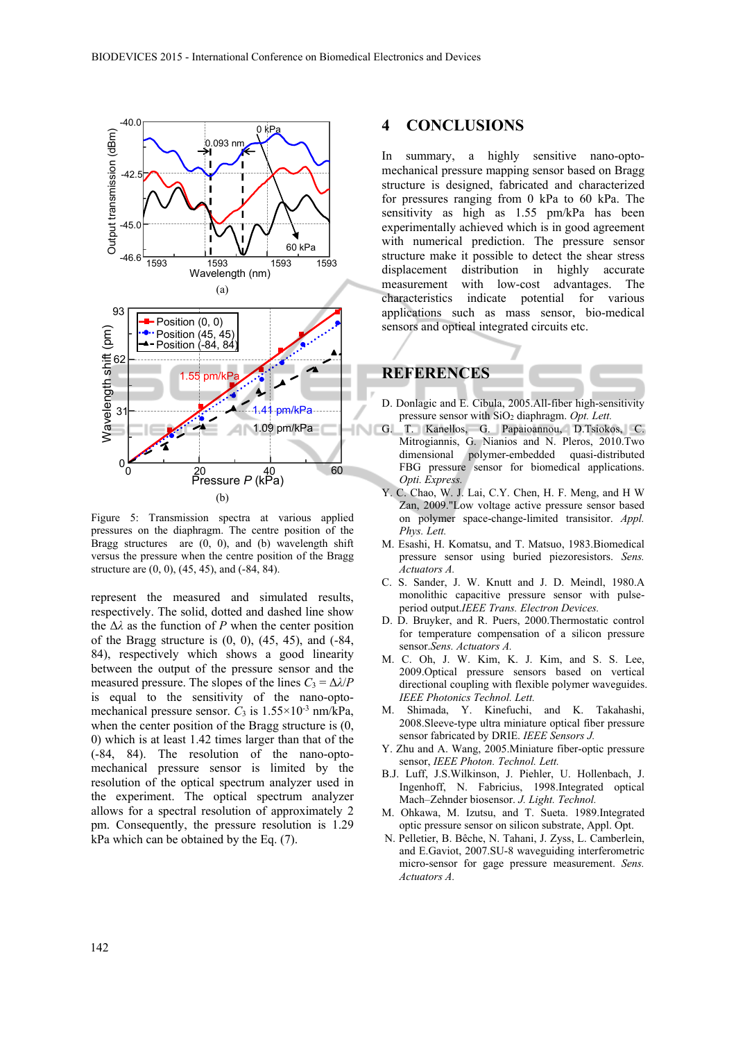Figure 5: Transmission spectra at various applied pressures on the diaphragm. The centre position of the Bragg structures are (0, 0), and (b) wavelength shift versus the pressure when the centre position of the Bragg structure are (0, 0), (45, 45), and (-84, 84).

represent the measured and simulated results, respectively. The solid, dotted and dashed line show the $\Delta\lambda$ as the function of $P$ when the center position of the Bragg structure is (0, 0), (45, 45), and (-84, 84), respectively which shows a good linearity between the output of the pressure sensor and the measured pressure. The slopes of the lines $C_3 = \Delta\lambda/P$ is equal to the sensitivity of the nano-opto-mechanical pressure sensor. $C_3$ is $1.55\times10^{-3}$ nm/kPa, when the center position of the Bragg structure is (0, 0) which is at least 1.42 times larger than that of the (-84, 84). The resolution of the nano-opto-mechanical pressure sensor is limited by the resolution of the optical spectrum analyzer used in the experiment. The optical spectrum analyzer allows for a spectral resolution of approximately 2 pm. Consequently, the pressure resolution is 1.29 kPa which can be obtained by the Eq. (7).

## 4 CONCLUSIONS

In summary, a highly sensitive nano-opto-mechanical pressure mapping sensor based on Bragg structure is designed, fabricated and characterized for pressures ranging from 0 kPa to 60 kPa. The sensitivity as high as 1.55 pm/kPa has been experimentally achieved which is in good agreement with numerical prediction. The pressure sensor structure make it possible to detect the shear stress displacement distribution in highly accurate measurement with low-cost advantages. The characteristics indicate potential for various applications such as mass sensor, bio-medical sensors and optical integrated circuits etc.

## REFERENCES

D. Donlagic and E. Cibula, 2005.All-fiber high-sensitivity pressure sensor with $SiO_2$ diaphragm. *Opt. Lett.*

G. T. Kanellos, G. Papaioannou, D.Tsiokos, C. Mitrogiannis, G. Nianios and N. Pleros, 2010.Two dimensional polymer-embedded quasi-distributed FBG pressure sensor for biomedical applications. *Opti. Express.*

Y. C. Chao, W. J. Lai, C.Y. Chen, H. F. Meng, and H W Zan, 2009."Low voltage active pressure sensor based on polymer space-change-limited transisitor. *Appl. Phys. Lett.*

M. Esashi, H. Komatsu, and T. Matsuo, 1983.Biomedical pressure sensor using buried piezoresistors. *Sens. Actuators A.*

C. S. Sander, J. W. Knutt and J. D. Meindl, 1980.A monolithic capacitive pressure sensor with pulse-period output.*IEEE Trans. Electron Devices.*

D. D. Bruyker, and R. Puers, 2000.Thermostatic control for temperature compensation of a silicon pressure sensor.*Sens. Actuators A.*

M. C. Oh, J. W. Kim, K. J. Kim, and S. S. Lee, 2009.Optical pressure sensors based on vertical directional coupling with flexible polymer waveguides. *IEEE Photonics Technol. Lett.*

M. Shimada, Y. Kinefuchi, and K. Takahashi, 2008.Sleeve-type ultra miniature optical fiber pressure sensor fabricated by DRIE. *IEEE Sensors J.*

Y. Zhu and A. Wang, 2005.Miniature fiber-optic pressure sensor, *IEEE Photon. Technol. Lett.*

B.J. Luff, J.S.Wilkinson, J. Piehler, U. Hollenbach, J. Ingenhoff, N. Fabricius, 1998.Integrated optical Mach–Zehnder biosensor. *J. Light. Technol.*

M. Ohkawa, M. Izutsu, and T. Sueta. 1989.Integrated optic pressure sensor on silicon substrate, Appl. Opt.

N. Pelletier, B. Bêche, N. Tahani, J. Zyss, L. Camberlein, and E.Gaviot, 2007.SU-8 waveguiding interferometric micro-sensor for gage pressure measurement. *Sens. Actuators A.*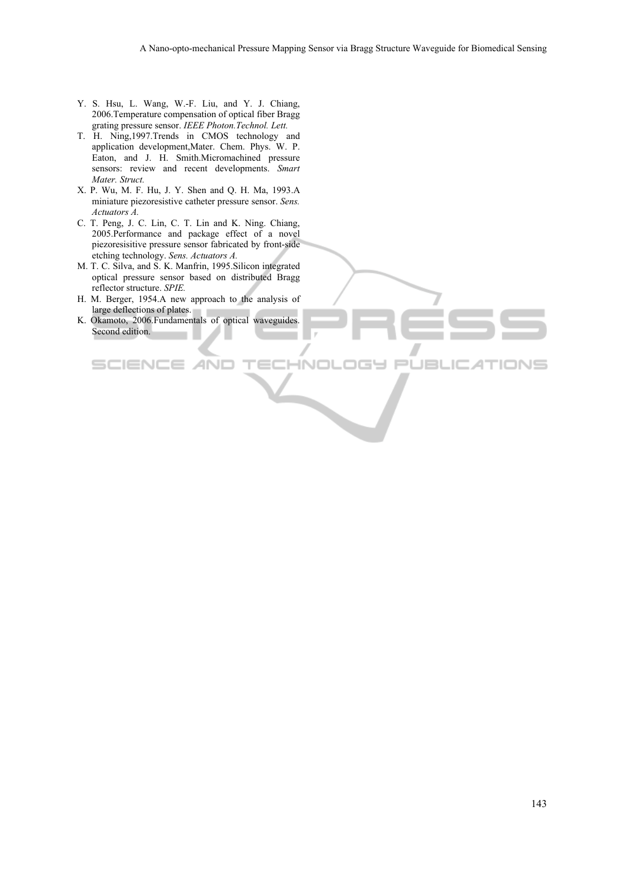Y. S. Hsu, L. Wang, W.-F. Liu, and Y. J. Chiang, 2006.Temperature compensation of optical fiber Bragg grating pressure sensor. *IEEE Photon.Technol. Lett.*

T. H. Ning,1997.Trends in CMOS technology and application development,Mater. Chem. Phys. W. P. Eaton, and J. H. Smith.Micromachined pressure sensors: review and recent developments. *Smart Mater. Struct.*

X. P. Wu, M. F. Hu, J. Y. Shen and Q. H. Ma, 1993.A miniature piezoresistive catheter pressure sensor. *Sens. Actuators A.*

C. T. Peng, J. C. Lin, C. T. Lin and K. Ning. Chiang, 2005.Performance and package effect of a novel piezoresisitive pressure sensor fabricated by front-side etching technology. *Sens. Actuators A.*

M. T. C. Silva, and S. K. Manfrin, 1995.Silicon integrated optical pressure sensor based on distributed Bragg reflector structure. *SPIE.*

H. M. Berger, 1954.A new approach to the analysis of large deflections of plates.

K. Okamoto, 2006.Fundamentals of optical waveguides. Second edition.